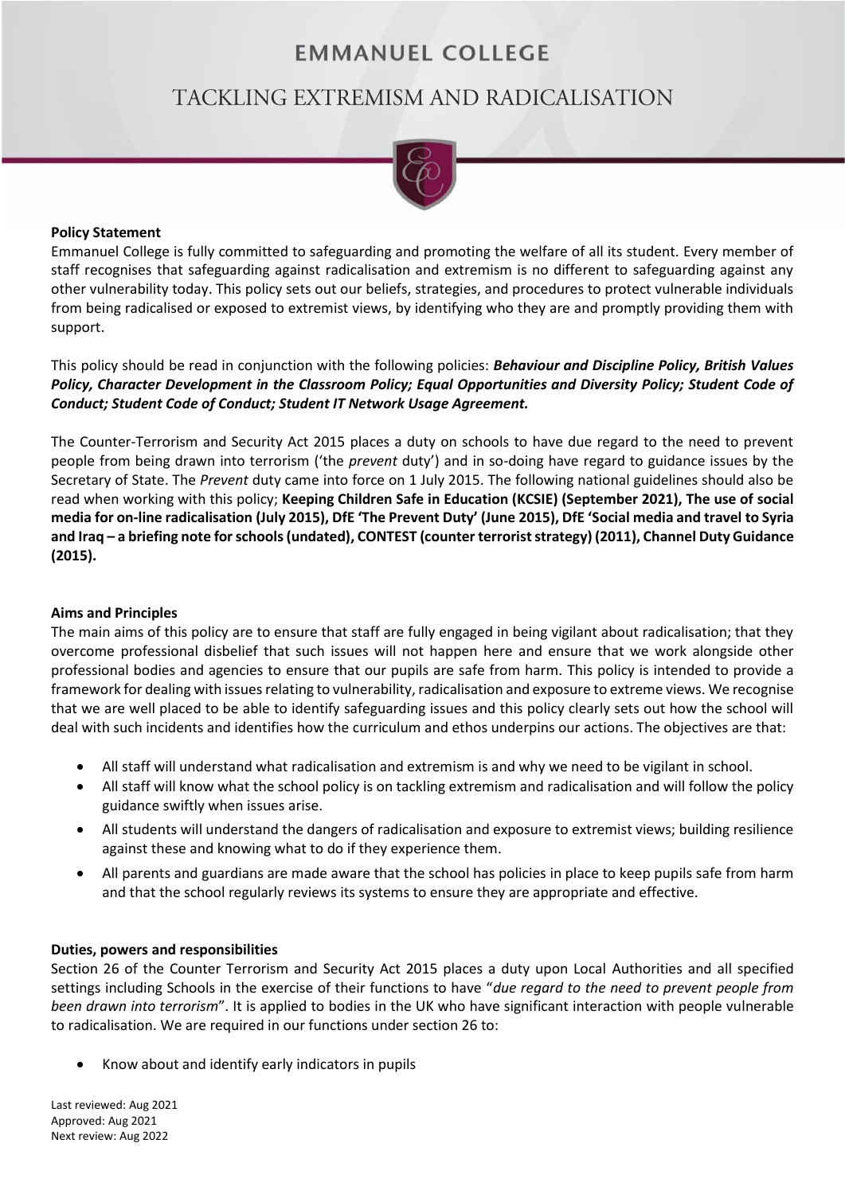# EMMANUEL COLLEGE

## TACKLING EXTREMISM AND RADICALISATION

### Policy Statement

Emmanuel College is fully committed to safeguarding and promoting the welfare of all its student. Every member of staff recognises that safeguarding against radicalisation and extremism is no different to safeguarding against any other vulnerability today. This policy sets out our beliefs, strategies, and procedures to protect vulnerable individuals from being radicalised or exposed to extremist views, by identifying who they are and promptly providing them with support.

This policy should be read in conjunction with the following policies: ***Behaviour and Discipline Policy, British Values Policy, Character Development in the Classroom Policy; Equal Opportunities and Diversity Policy; Student Code of Conduct; Student Code of Conduct; Student IT Network Usage Agreement.***

The Counter-Terrorism and Security Act 2015 places a duty on schools to have due regard to the need to prevent people from being drawn into terrorism ('the *prevent* duty') and in so-doing have regard to guidance issues by the Secretary of State. The *Prevent* duty came into force on 1 July 2015. The following national guidelines should also be read when working with this policy; **Keeping Children Safe in Education (KCSIE) (September 2021), The use of social media for on-line radicalisation (July 2015), DfE 'The Prevent Duty' (June 2015), DfE 'Social media and travel to Syria and Iraq – a briefing note for schools (undated), CONTEST (counter terrorist strategy) (2011), Channel Duty Guidance (2015).**

### Aims and Principles

The main aims of this policy are to ensure that staff are fully engaged in being vigilant about radicalisation; that they overcome professional disbelief that such issues will not happen here and ensure that we work alongside other professional bodies and agencies to ensure that our pupils are safe from harm. This policy is intended to provide a framework for dealing with issues relating to vulnerability, radicalisation and exposure to extreme views. We recognise that we are well placed to be able to identify safeguarding issues and this policy clearly sets out how the school will deal with such incidents and identifies how the curriculum and ethos underpins our actions. The objectives are that:

- All staff will understand what radicalisation and extremism is and why we need to be vigilant in school.
- All staff will know what the school policy is on tackling extremism and radicalisation and will follow the policy guidance swiftly when issues arise.
- All students will understand the dangers of radicalisation and exposure to extremist views; building resilience against these and knowing what to do if they experience them.
- All parents and guardians are made aware that the school has policies in place to keep pupils safe from harm and that the school regularly reviews its systems to ensure they are appropriate and effective.

### Duties, powers and responsibilities

Section 26 of the Counter Terrorism and Security Act 2015 places a duty upon Local Authorities and all specified settings including Schools in the exercise of their functions to have "*due regard to the need to prevent people from been drawn into terrorism*". It is applied to bodies in the UK who have significant interaction with people vulnerable to radicalisation. We are required in our functions under section 26 to:

- Know about and identify early indicators in pupils

Last reviewed: Aug 2021
Approved: Aug 2021
Next review: Aug 2022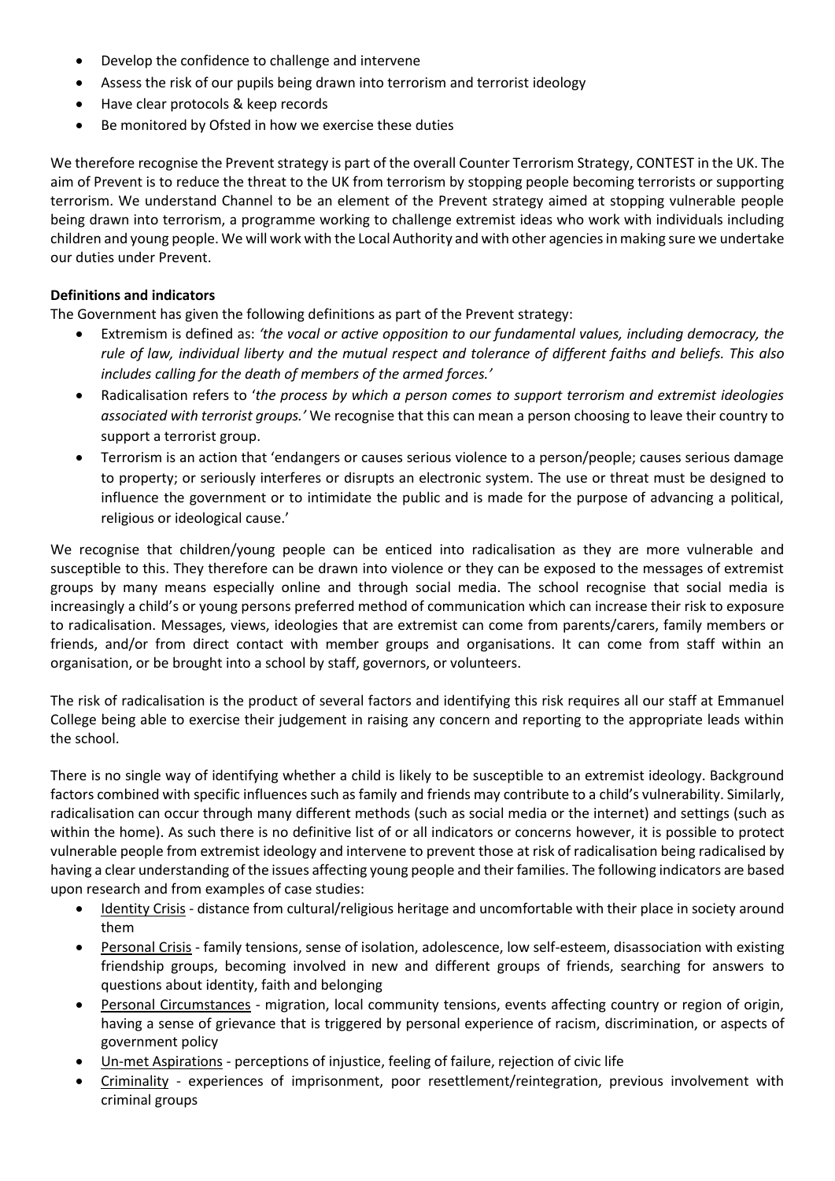- Develop the confidence to challenge and intervene
- Assess the risk of our pupils being drawn into terrorism and terrorist ideology
- Have clear protocols & keep records
- Be monitored by Ofsted in how we exercise these duties

We therefore recognise the Prevent strategy is part of the overall Counter Terrorism Strategy, CONTEST in the UK. The aim of Prevent is to reduce the threat to the UK from terrorism by stopping people becoming terrorists or supporting terrorism. We understand Channel to be an element of the Prevent strategy aimed at stopping vulnerable people being drawn into terrorism, a programme working to challenge extremist ideas who work with individuals including children and young people. We will work with the Local Authority and with other agencies in making sure we undertake our duties under Prevent.

**Definitions and indicators**

The Government has given the following definitions as part of the Prevent strategy:

- Extremism is defined as: *'the vocal or active opposition to our fundamental values, including democracy, the rule of law, individual liberty and the mutual respect and tolerance of different faiths and beliefs. This also includes calling for the death of members of the armed forces.'*
- Radicalisation refers to '*the process by which a person comes to support terrorism and extremist ideologies associated with terrorist groups.'* We recognise that this can mean a person choosing to leave their country to support a terrorist group.
- Terrorism is an action that 'endangers or causes serious violence to a person/people; causes serious damage to property; or seriously interferes or disrupts an electronic system. The use or threat must be designed to influence the government or to intimidate the public and is made for the purpose of advancing a political, religious or ideological cause.'

We recognise that children/young people can be enticed into radicalisation as they are more vulnerable and susceptible to this. They therefore can be drawn into violence or they can be exposed to the messages of extremist groups by many means especially online and through social media. The school recognise that social media is increasingly a child's or young persons preferred method of communication which can increase their risk to exposure to radicalisation. Messages, views, ideologies that are extremist can come from parents/carers, family members or friends, and/or from direct contact with member groups and organisations. It can come from staff within an organisation, or be brought into a school by staff, governors, or volunteers.

The risk of radicalisation is the product of several factors and identifying this risk requires all our staff at Emmanuel College being able to exercise their judgement in raising any concern and reporting to the appropriate leads within the school.

There is no single way of identifying whether a child is likely to be susceptible to an extremist ideology. Background factors combined with specific influences such as family and friends may contribute to a child's vulnerability. Similarly, radicalisation can occur through many different methods (such as social media or the internet) and settings (such as within the home). As such there is no definitive list of or all indicators or concerns however, it is possible to protect vulnerable people from extremist ideology and intervene to prevent those at risk of radicalisation being radicalised by having a clear understanding of the issues affecting young people and their families. The following indicators are based upon research and from examples of case studies:

- <u>Identity Crisis</u> - distance from cultural/religious heritage and uncomfortable with their place in society around them
- <u>Personal Crisis</u> - family tensions, sense of isolation, adolescence, low self-esteem, disassociation with existing friendship groups, becoming involved in new and different groups of friends, searching for answers to questions about identity, faith and belonging
- <u>Personal Circumstances</u> - migration, local community tensions, events affecting country or region of origin, having a sense of grievance that is triggered by personal experience of racism, discrimination, or aspects of government policy
- <u>Un-met Aspirations</u> - perceptions of injustice, feeling of failure, rejection of civic life
- <u>Criminality</u> - experiences of imprisonment, poor resettlement/reintegration, previous involvement with criminal groups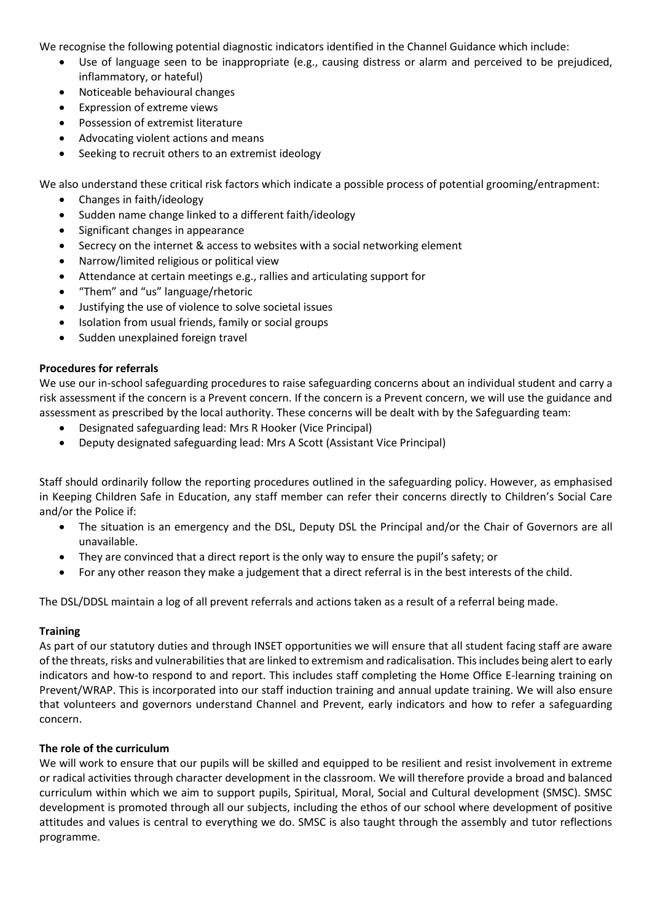We recognise the following potential diagnostic indicators identified in the Channel Guidance which include:

- Use of language seen to be inappropriate (e.g., causing distress or alarm and perceived to be prejudiced, inflammatory, or hateful)
- Noticeable behavioural changes
- Expression of extreme views
- Possession of extremist literature
- Advocating violent actions and means
- Seeking to recruit others to an extremist ideology

We also understand these critical risk factors which indicate a possible process of potential grooming/entrapment:

- Changes in faith/ideology
- Sudden name change linked to a different faith/ideology
- Significant changes in appearance
- Secrecy on the internet & access to websites with a social networking element
- Narrow/limited religious or political view
- Attendance at certain meetings e.g., rallies and articulating support for
- "Them" and "us" language/rhetoric
- Justifying the use of violence to solve societal issues
- Isolation from usual friends, family or social groups
- Sudden unexplained foreign travel

**Procedures for referrals**

We use our in-school safeguarding procedures to raise safeguarding concerns about an individual student and carry a risk assessment if the concern is a Prevent concern. If the concern is a Prevent concern, we will use the guidance and assessment as prescribed by the local authority. These concerns will be dealt with by the Safeguarding team:

- Designated safeguarding lead: Mrs R Hooker (Vice Principal)
- Deputy designated safeguarding lead: Mrs A Scott (Assistant Vice Principal)

Staff should ordinarily follow the reporting procedures outlined in the safeguarding policy. However, as emphasised in Keeping Children Safe in Education, any staff member can refer their concerns directly to Children's Social Care and/or the Police if:

- The situation is an emergency and the DSL, Deputy DSL the Principal and/or the Chair of Governors are all unavailable.
- They are convinced that a direct report is the only way to ensure the pupil's safety; or
- For any other reason they make a judgement that a direct referral is in the best interests of the child.

The DSL/DDSL maintain a log of all prevent referrals and actions taken as a result of a referral being made.

**Training**

As part of our statutory duties and through INSET opportunities we will ensure that all student facing staff are aware of the threats, risks and vulnerabilities that are linked to extremism and radicalisation. This includes being alert to early indicators and how-to respond to and report. This includes staff completing the Home Office E-learning training on Prevent/WRAP. This is incorporated into our staff induction training and annual update training. We will also ensure that volunteers and governors understand Channel and Prevent, early indicators and how to refer a safeguarding concern.

**The role of the curriculum**

We will work to ensure that our pupils will be skilled and equipped to be resilient and resist involvement in extreme or radical activities through character development in the classroom. We will therefore provide a broad and balanced curriculum within which we aim to support pupils, Spiritual, Moral, Social and Cultural development (SMSC). SMSC development is promoted through all our subjects, including the ethos of our school where development of positive attitudes and values is central to everything we do. SMSC is also taught through the assembly and tutor reflections programme.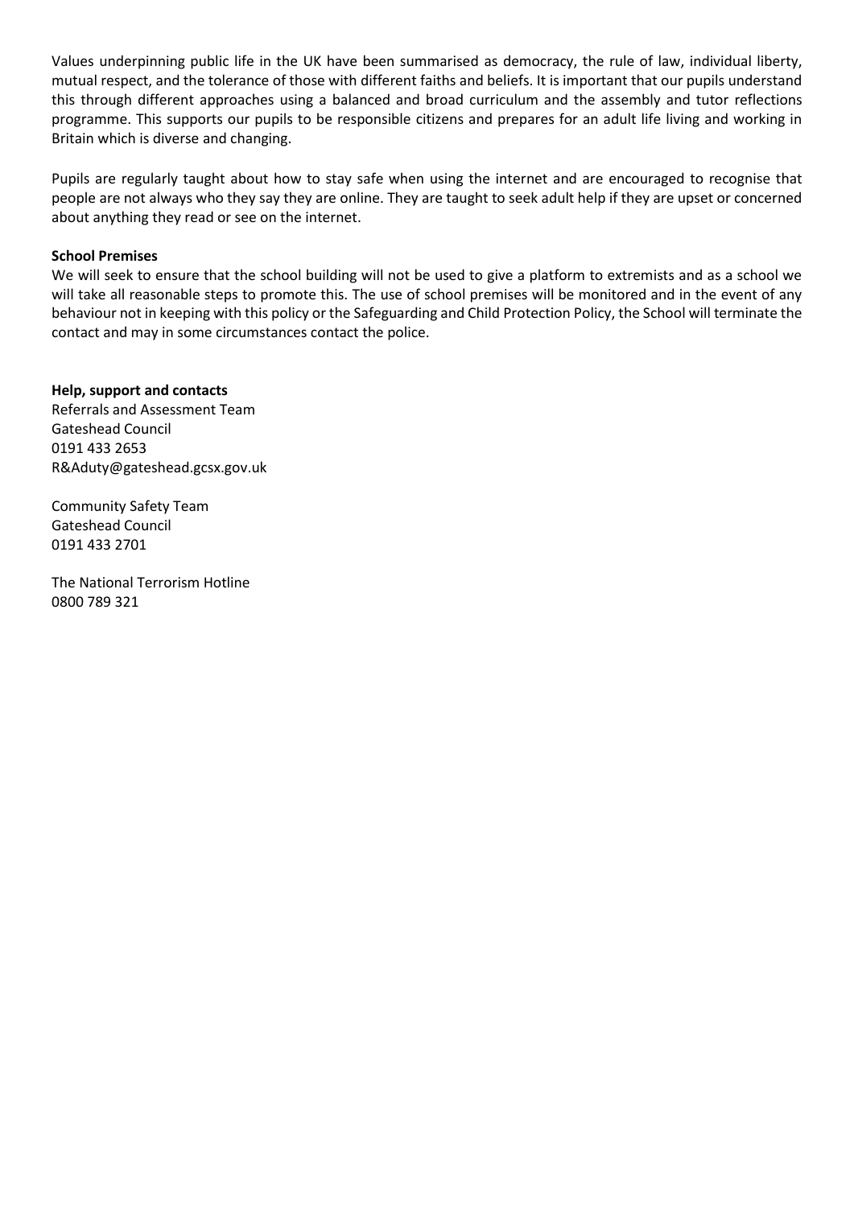Values underpinning public life in the UK have been summarised as democracy, the rule of law, individual liberty, mutual respect, and the tolerance of those with different faiths and beliefs. It is important that our pupils understand this through different approaches using a balanced and broad curriculum and the assembly and tutor reflections programme. This supports our pupils to be responsible citizens and prepares for an adult life living and working in Britain which is diverse and changing.

Pupils are regularly taught about how to stay safe when using the internet and are encouraged to recognise that people are not always who they say they are online. They are taught to seek adult help if they are upset or concerned about anything they read or see on the internet.

**School Premises**

We will seek to ensure that the school building will not be used to give a platform to extremists and as a school we will take all reasonable steps to promote this. The use of school premises will be monitored and in the event of any behaviour not in keeping with this policy or the Safeguarding and Child Protection Policy, the School will terminate the contact and may in some circumstances contact the police.

**Help, support and contacts**

Referrals and Assessment Team
Gateshead Council
0191 433 2653
R&Aduty@gateshead.gcsx.gov.uk

Community Safety Team
Gateshead Council
0191 433 2701

The National Terrorism Hotline
0800 789 321